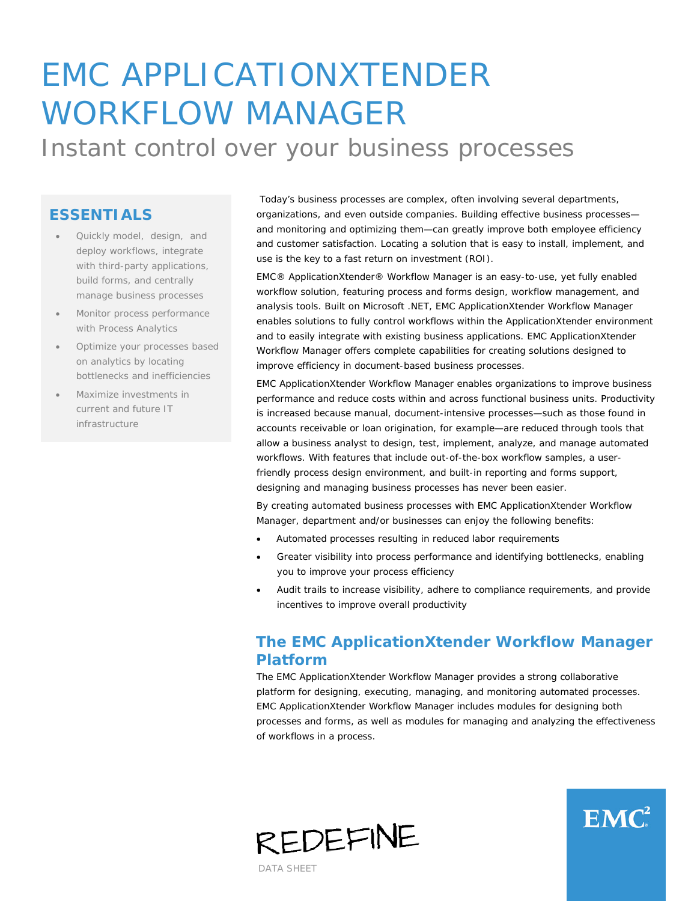# EMC APPLICATIONXTENDER WORKFLOW MANAGER

## Instant control over your business processes

### ESSENTIALS

- Quickly model, design, and deploy workflows, integrate with third-party applications, build forms, and centrally manage business processes
- Monitor process performance with Process Analytics
- Optimize your processes based on analytics by locating bottlenecks and inefficiencies
- Maximize investments in current and future IT infrastructure

Today's business processes are complex, often involving several departments, organizations, and even outside companies. Building effective business processes—and monitoring and optimizing them—can greatly improve both employee efficiency and customer satisfaction. Locating a solution that is easy to install, implement, and use is the key to a fast return on investment (ROI).

EMC® ApplicationXtender® Workflow Manager is an easy-to-use, yet fully enabled workflow solution, featuring process and forms design, workflow management, and analysis tools. Built on Microsoft .NET, EMC ApplicationXtender Workflow Manager enables solutions to fully control workflows within the ApplicationXtender environment and to easily integrate with existing business applications. EMC ApplicationXtender Workflow Manager offers complete capabilities for creating solutions designed to improve efficiency in document-based business processes.

EMC ApplicationXtender Workflow Manager enables organizations to improve business performance and reduce costs within and across functional business units. Productivity is increased because manual, document-intensive processes—such as those found in accounts receivable or loan origination, for example—are reduced through tools that allow a business analyst to design, test, implement, analyze, and manage automated workflows. With features that include out-of-the-box workflow samples, a user-friendly process design environment, and built-in reporting and forms support, designing and managing business processes has never been easier.

By creating automated business processes with EMC ApplicationXtender Workflow Manager, department and/or businesses can enjoy the following benefits:

- Automated processes resulting in reduced labor requirements
- Greater visibility into process performance and identifying bottlenecks, enabling you to improve your process efficiency
- Audit trails to increase visibility, adhere to compliance requirements, and provide incentives to improve overall productivity

### The EMC ApplicationXtender Workflow Manager Platform

The EMC ApplicationXtender Workflow Manager provides a strong collaborative platform for designing, executing, managing, and monitoring automated processes. EMC ApplicationXtender Workflow Manager includes modules for designing both processes and forms, as well as modules for managing and analyzing the effectiveness of workflows in a process.

REDEFINE

DATA SHEET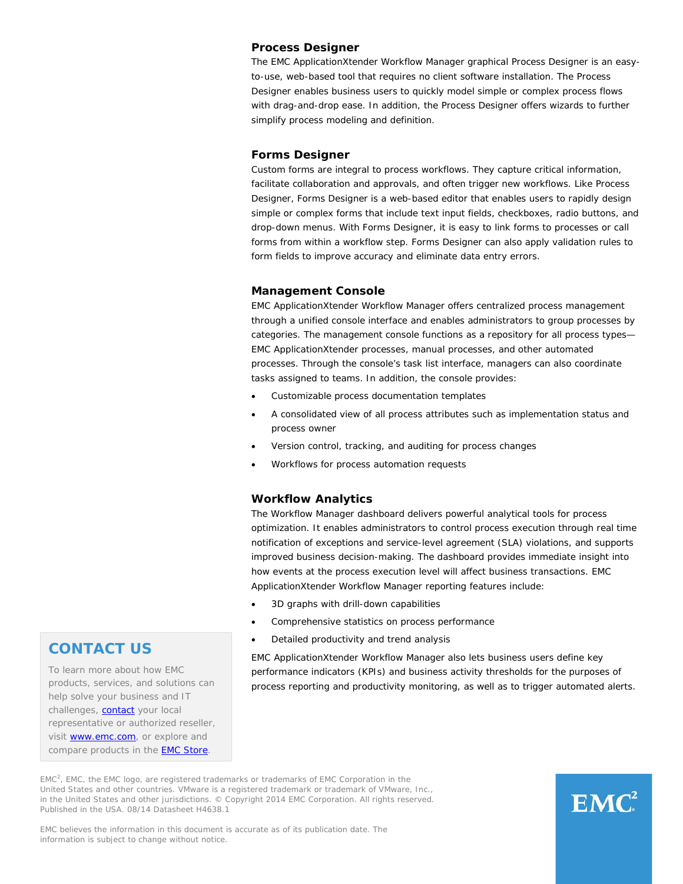## Process Designer

The EMC ApplicationXtender Workflow Manager graphical Process Designer is an easy-to-use, web-based tool that requires no client software installation. The Process Designer enables business users to quickly model simple or complex process flows with drag-and-drop ease. In addition, the Process Designer offers wizards to further simplify process modeling and definition.

## Forms Designer

Custom forms are integral to process workflows. They capture critical information, facilitate collaboration and approvals, and often trigger new workflows. Like Process Designer, Forms Designer is a web-based editor that enables users to rapidly design simple or complex forms that include text input fields, checkboxes, radio buttons, and drop-down menus. With Forms Designer, it is easy to link forms to processes or call forms from within a workflow step. Forms Designer can also apply validation rules to form fields to improve accuracy and eliminate data entry errors.

## Management Console

EMC ApplicationXtender Workflow Manager offers centralized process management through a unified console interface and enables administrators to group processes by categories. The management console functions as a repository for all process types—EMC ApplicationXtender processes, manual processes, and other automated processes. Through the console's task list interface, managers can also coordinate tasks assigned to teams. In addition, the console provides:

- Customizable process documentation templates
- A consolidated view of all process attributes such as implementation status and process owner
- Version control, tracking, and auditing for process changes
- Workflows for process automation requests

## Workflow Analytics

The Workflow Manager dashboard delivers powerful analytical tools for process optimization. It enables administrators to control process execution through real time notification of exceptions and service-level agreement (SLA) violations, and supports improved business decision-making. The dashboard provides immediate insight into how events at the process execution level will affect business transactions. EMC ApplicationXtender Workflow Manager reporting features include:

- 3D graphs with drill-down capabilities
- Comprehensive statistics on process performance
- Detailed productivity and trend analysis

EMC ApplicationXtender Workflow Manager also lets business users define key performance indicators (KPIs) and business activity thresholds for the purposes of process reporting and productivity monitoring, as well as to trigger automated alerts.

## CONTACT US

To learn more about how EMC products, services, and solutions can help solve your business and IT challenges, contact your local representative or authorized reseller, visit www.emc.com, or explore and compare products in the EMC Store.

EMC², EMC, the EMC logo, are registered trademarks or trademarks of EMC Corporation in the United States and other countries. VMware is a registered trademark or trademark of VMware, Inc., in the United States and other jurisdictions. © Copyright 2014 EMC Corporation. All rights reserved. Published in the USA. 08/14 Datasheet H4638.1

EMC believes the information in this document is accurate as of its publication date. The information is subject to change without notice.

EMC²